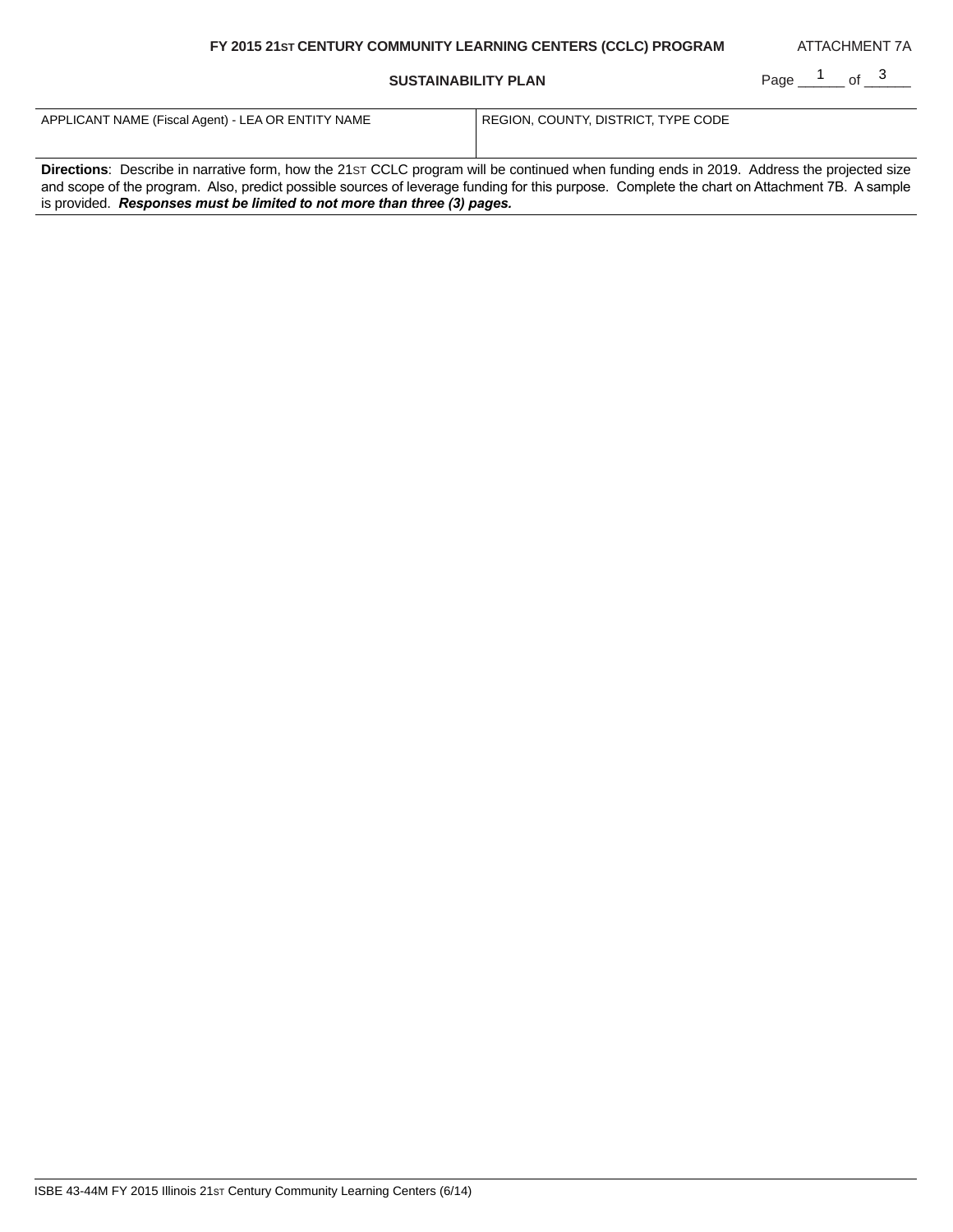**FY 2015 21ST CENTURY COMMUNITY LEARNING CENTERS (CCLC) PROGRAM** ATTACHMENT 7A

**SUSTAINABILITY PLAN**

| APPLICANT NAME (Fiscal Agent) - LEA OR ENTITY NAME | REGION, COUNTY, DISTRICT, TYPE CODE |
|---|---|
| | |

**Directions**: Describe in narrative form, how the 21ST CCLC program will be continued when funding ends in 2019. Address the projected size and scope of the program. Also, predict possible sources of leverage funding for this purpose. Complete the chart on Attachment 7B. A sample is provided. ***Responses must be limited to not more than three (3) pages.***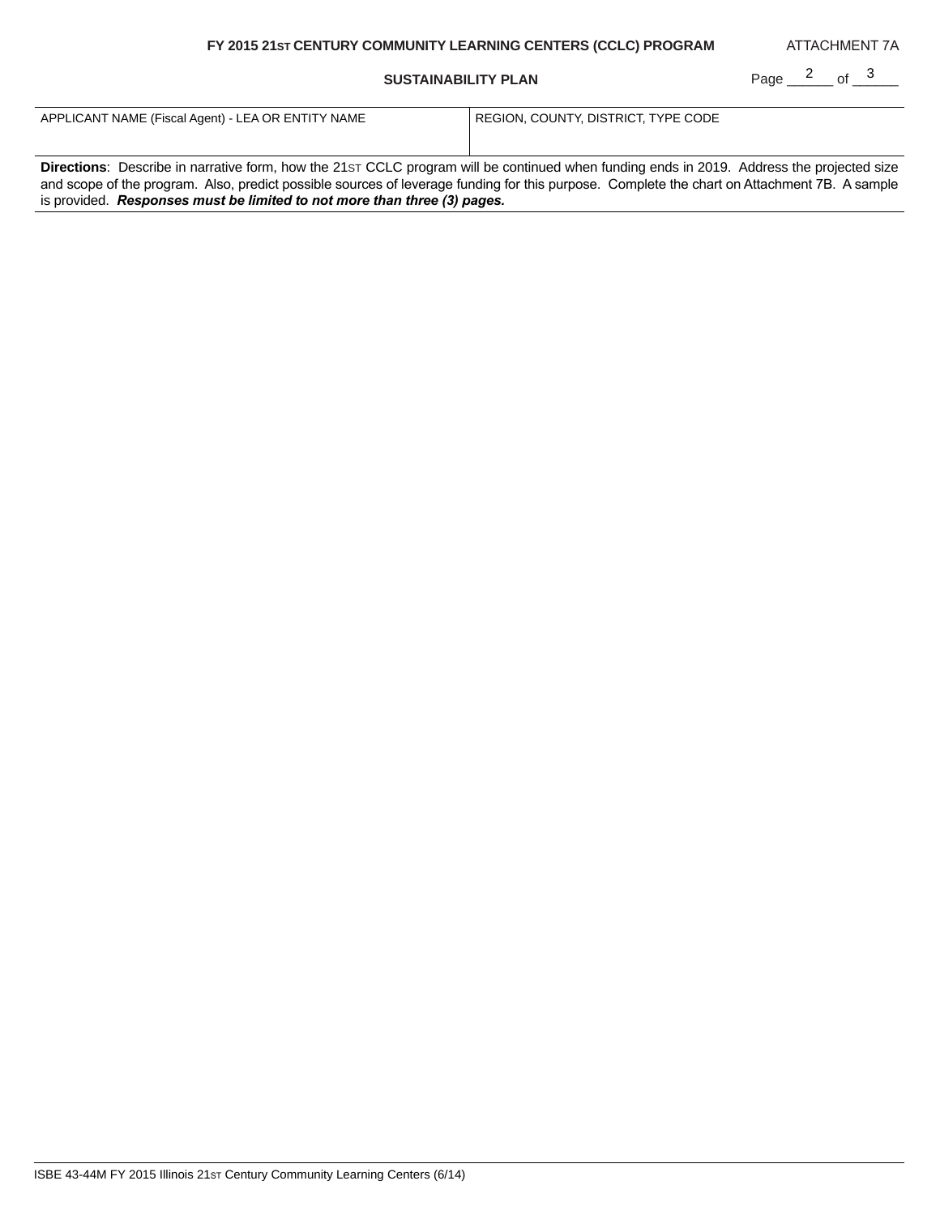**FY 2015 21ST CENTURY COMMUNITY LEARNING CENTERS (CCLC) PROGRAM** ATTACHMENT 7A

**SUSTAINABILITY PLAN**

| APPLICANT NAME (Fiscal Agent) - LEA OR ENTITY NAME | REGION, COUNTY, DISTRICT, TYPE CODE |
|---|---|
| | |

**Directions**: Describe in narrative form, how the 21ST CCLC program will be continued when funding ends in 2019. Address the projected size and scope of the program. Also, predict possible sources of leverage funding for this purpose. Complete the chart on Attachment 7B. A sample is provided. ***Responses must be limited to not more than three (3) pages.***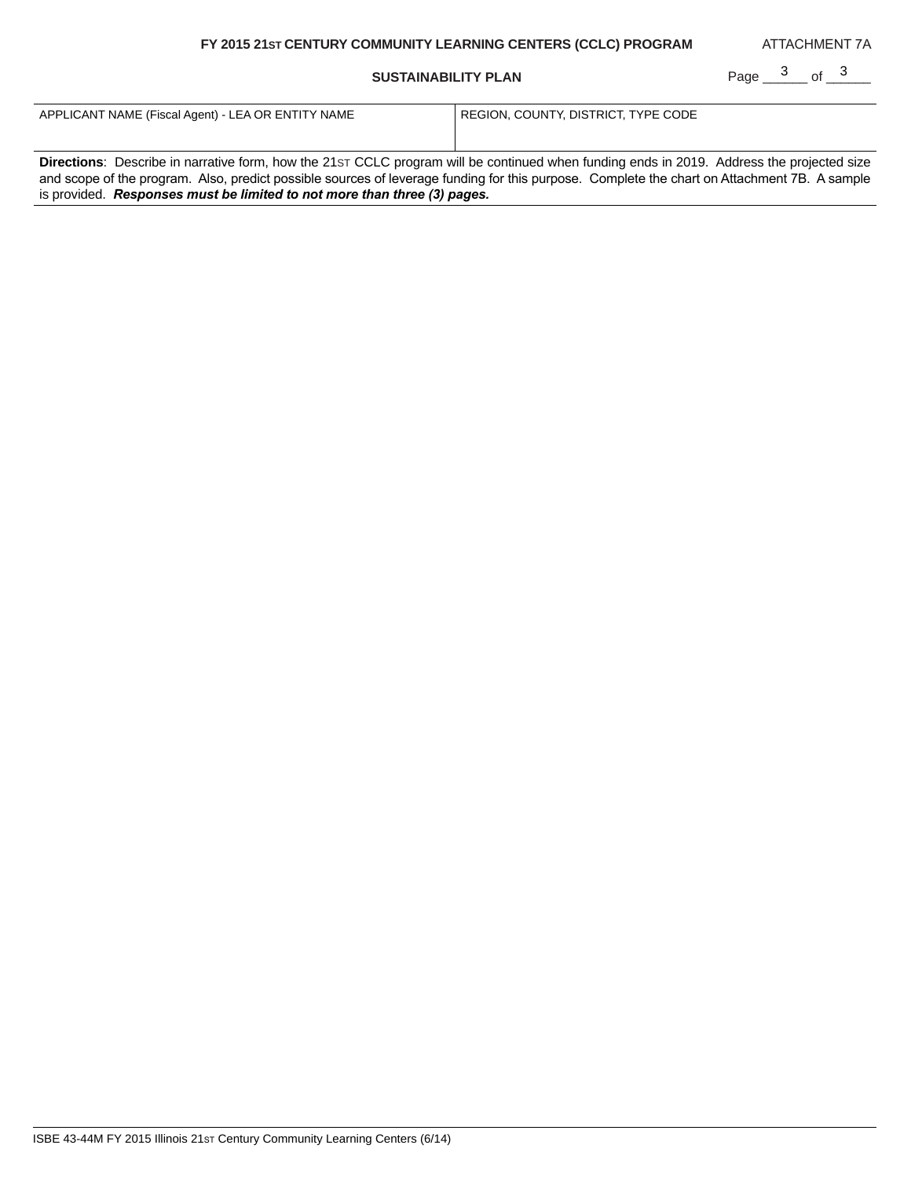**FY 2015 21ST CENTURY COMMUNITY LEARNING CENTERS (CCLC) PROGRAM** ATTACHMENT 7A

**SUSTAINABILITY PLAN**

| APPLICANT NAME (Fiscal Agent) - LEA OR ENTITY NAME | REGION, COUNTY, DISTRICT, TYPE CODE |
|---|---|
| | |

**Directions**: Describe in narrative form, how the 21ST CCLC program will be continued when funding ends in 2019. Address the projected size and scope of the program. Also, predict possible sources of leverage funding for this purpose. Complete the chart on Attachment 7B. A sample is provided. ***Responses must be limited to not more than three (3) pages.***